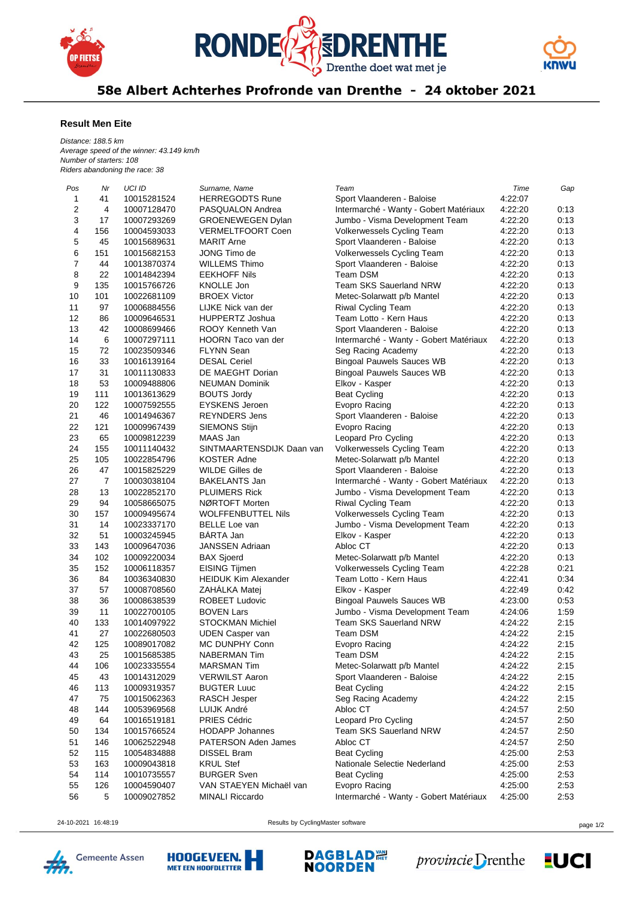# 58e Albert Achterhes Profronde van Drenthe - 24 oktober 2021

## Result Men Eite

*Distance: 188.5 km*
*Average speed of the winner: 43.149 km/h*
*Number of starters: 108*
*Riders abandoning the race: 38*

| Pos | Nr | UCI ID | Surname, Name | Team | Time | Gap |
|---|---|---|---|---|---|---|
| 1 | 41 | 10015281524 | HERREGODTS Rune | Sport Vlaanderen - Baloise | 4:22:07 | |
| 2 | 4 | 10007128470 | PASQUALON Andrea | Intermarché - Wanty - Gobert Matériaux | 4:22:20 | 0:13 |
| 3 | 17 | 10007293269 | GROENEWEGEN Dylan | Jumbo - Visma Development Team | 4:22:20 | 0:13 |
| 4 | 156 | 10004593033 | VERMELTFOORT Coen | Volkerwessels Cycling Team | 4:22:20 | 0:13 |
| 5 | 45 | 10015689631 | MARIT Arne | Sport Vlaanderen - Baloise | 4:22:20 | 0:13 |
| 6 | 151 | 10015682153 | JONG Timo de | Volkerwessels Cycling Team | 4:22:20 | 0:13 |
| 7 | 44 | 10013870374 | WILLEMS Thimo | Sport Vlaanderen - Baloise | 4:22:20 | 0:13 |
| 8 | 22 | 10014842394 | EEKHOFF Nils | Team DSM | 4:22:20 | 0:13 |
| 9 | 135 | 10015766726 | KNOLLE Jon | Team SKS Sauerland NRW | 4:22:20 | 0:13 |
| 10 | 101 | 10022681109 | BROEX Victor | Metec-Solarwatt p/b Mantel | 4:22:20 | 0:13 |
| 11 | 97 | 10006884556 | LIJKE Nick van der | Riwal Cycling Team | 4:22:20 | 0:13 |
| 12 | 86 | 10009646531 | HUPPERTZ Joshua | Team Lotto - Kern Haus | 4:22:20 | 0:13 |
| 13 | 42 | 10008699466 | ROOY Kenneth Van | Sport Vlaanderen - Baloise | 4:22:20 | 0:13 |
| 14 | 6 | 10007297111 | HOORN Taco van der | Intermarché - Wanty - Gobert Matériaux | 4:22:20 | 0:13 |
| 15 | 72 | 10023509346 | FLYNN Sean | Seg Racing Academy | 4:22:20 | 0:13 |
| 16 | 33 | 10016139164 | DESAL Ceriel | Bingoal Pauwels Sauces WB | 4:22:20 | 0:13 |
| 17 | 31 | 10011130833 | DE MAEGHT Dorian | Bingoal Pauwels Sauces WB | 4:22:20 | 0:13 |
| 18 | 53 | 10009488806 | NEUMAN Dominik | Elkov - Kasper | 4:22:20 | 0:13 |
| 19 | 111 | 10013613629 | BOUTS Jordy | Beat Cycling | 4:22:20 | 0:13 |
| 20 | 122 | 10007592555 | EYSKENS Jeroen | Evopro Racing | 4:22:20 | 0:13 |
| 21 | 46 | 10014946367 | REYNDERS Jens | Sport Vlaanderen - Baloise | 4:22:20 | 0:13 |
| 22 | 121 | 10009967439 | SIEMONS Stijn | Evopro Racing | 4:22:20 | 0:13 |
| 23 | 65 | 10009812239 | MAAS Jan | Leopard Pro Cycling | 4:22:20 | 0:13 |
| 24 | 155 | 10011140432 | SINTMAARTENSDIJK Daan van | Volkerwessels Cycling Team | 4:22:20 | 0:13 |
| 25 | 105 | 10022854796 | KOSTER Adne | Metec-Solarwatt p/b Mantel | 4:22:20 | 0:13 |
| 26 | 47 | 10015825229 | WILDE Gilles de | Sport Vlaanderen - Baloise | 4:22:20 | 0:13 |
| 27 | 7 | 10003038104 | BAKELANTS Jan | Intermarché - Wanty - Gobert Matériaux | 4:22:20 | 0:13 |
| 28 | 13 | 10022852170 | PLUIMERS Rick | Jumbo - Visma Development Team | 4:22:20 | 0:13 |
| 29 | 94 | 10058665075 | NØRTOFT Morten | Riwal Cycling Team | 4:22:20 | 0:13 |
| 30 | 157 | 10009495674 | WOLFFENBUTTEL Nils | Volkerwessels Cycling Team | 4:22:20 | 0:13 |
| 31 | 14 | 10023337170 | BELLE Loe van | Jumbo - Visma Development Team | 4:22:20 | 0:13 |
| 32 | 51 | 10003245945 | BÁRTA Jan | Elkov - Kasper | 4:22:20 | 0:13 |
| 33 | 143 | 10009647036 | JANSSEN Adriaan | Abloc CT | 4:22:20 | 0:13 |
| 34 | 102 | 10009220034 | BAX Sjoerd | Metec-Solarwatt p/b Mantel | 4:22:20 | 0:13 |
| 35 | 152 | 10006118357 | EISING Tijmen | Volkerwessels Cycling Team | 4:22:28 | 0:21 |
| 36 | 84 | 10036340830 | HEIDUK Kim Alexander | Team Lotto - Kern Haus | 4:22:41 | 0:34 |
| 37 | 57 | 10008708560 | ZAHÁLKA Matej | Elkov - Kasper | 4:22:49 | 0:42 |
| 38 | 36 | 10008638539 | ROBEET Ludovic | Bingoal Pauwels Sauces WB | 4:23:00 | 0:53 |
| 39 | 11 | 10022700105 | BOVEN Lars | Jumbo - Visma Development Team | 4:24:06 | 1:59 |
| 40 | 133 | 10014097922 | STOCKMAN Michiel | Team SKS Sauerland NRW | 4:24:22 | 2:15 |
| 41 | 27 | 10022680503 | UDEN Casper van | Team DSM | 4:24:22 | 2:15 |
| 42 | 125 | 10089017082 | MC DUNPHY Conn | Evopro Racing | 4:24:22 | 2:15 |
| 43 | 25 | 10015685385 | NABERMAN Tim | Team DSM | 4:24:22 | 2:15 |
| 44 | 106 | 10023335554 | MARSMAN Tim | Metec-Solarwatt p/b Mantel | 4:24:22 | 2:15 |
| 45 | 43 | 10014312029 | VERWILST Aaron | Sport Vlaanderen - Baloise | 4:24:22 | 2:15 |
| 46 | 113 | 10009319357 | BUGTER Luuc | Beat Cycling | 4:24:22 | 2:15 |
| 47 | 75 | 10015062363 | RASCH Jesper | Seg Racing Academy | 4:24:22 | 2:15 |
| 48 | 144 | 10053969568 | LUIJK André | Abloc CT | 4:24:57 | 2:50 |
| 49 | 64 | 10016519181 | PRIES Cédric | Leopard Pro Cycling | 4:24:57 | 2:50 |
| 50 | 134 | 10015766524 | HODAPP Johannes | Team SKS Sauerland NRW | 4:24:57 | 2:50 |
| 51 | 146 | 10062522948 | PATERSON Aden James | Abloc CT | 4:24:57 | 2:50 |
| 52 | 115 | 10054834888 | DISSEL Bram | Beat Cycling | 4:25:00 | 2:53 |
| 53 | 163 | 10009043818 | KRUL Stef | Nationale Selectie Nederland | 4:25:00 | 2:53 |
| 54 | 114 | 10010735557 | BURGER Sven | Beat Cycling | 4:25:00 | 2:53 |
| 55 | 126 | 10004590407 | VAN STAEYEN Michaël van | Evopro Racing | 4:25:00 | 2:53 |
| 56 | 5 | 10009027852 | MINALI Riccardo | Intermarché - Wanty - Gobert Matériaux | 4:25:00 | 2:53 |

24-10-2021 16:48:19 — Results by CyclingMaster software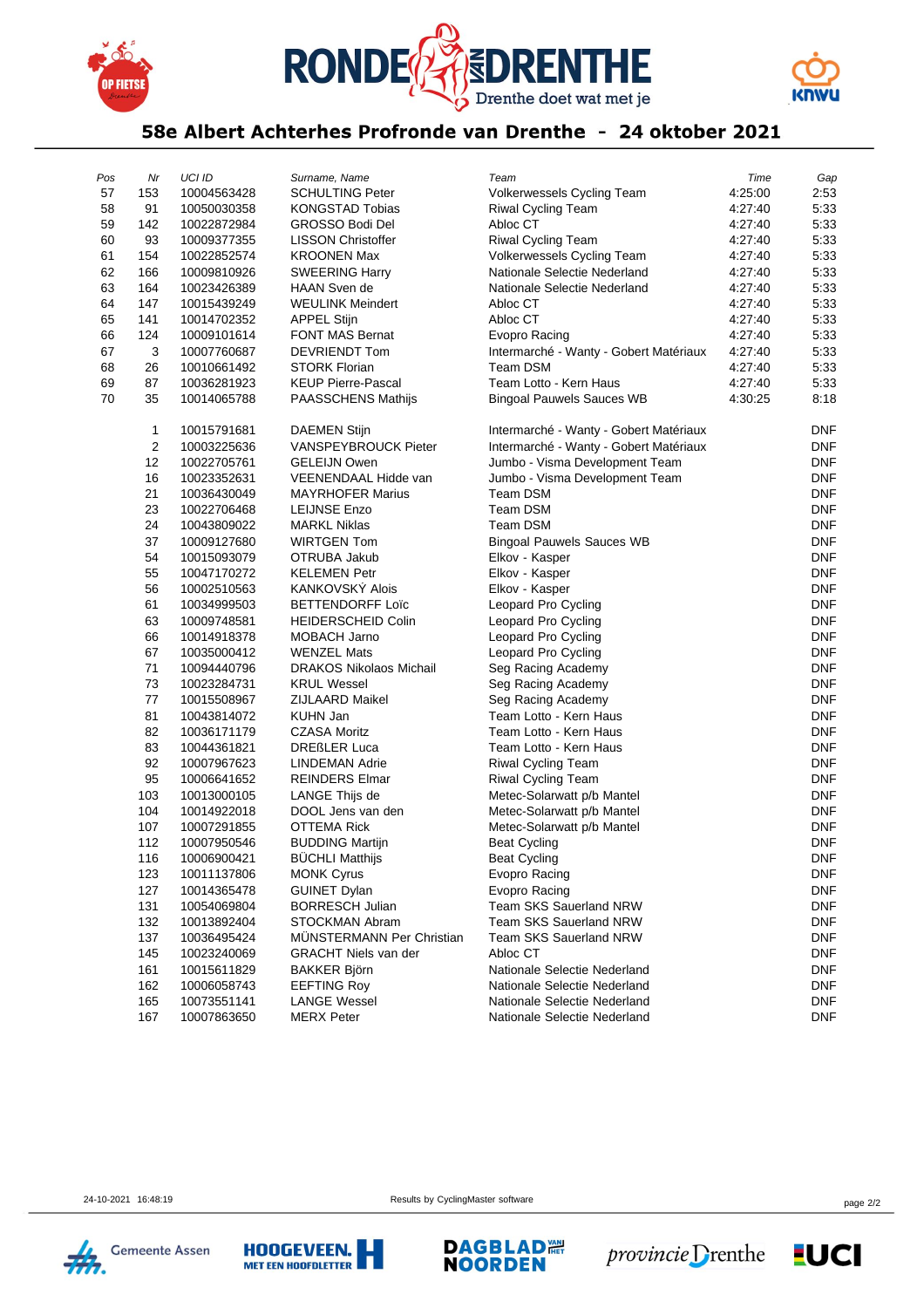# 58e Albert Achterhes Profronde van Drenthe - 24 oktober 2021

| Pos | Nr | UCI ID | Surname, Name | Team | Time | Gap |
|---|---|---|---|---|---|---|
| 57 | 153 | 10004563428 | SCHULTING Peter | Volkerwessels Cycling Team | 4:25:00 | 2:53 |
| 58 | 91 | 10050030358 | KONGSTAD Tobias | Riwal Cycling Team | 4:27:40 | 5:33 |
| 59 | 142 | 10022872984 | GROSSO Bodi Del | Abloc CT | 4:27:40 | 5:33 |
| 60 | 93 | 10009377355 | LISSON Christoffer | Riwal Cycling Team | 4:27:40 | 5:33 |
| 61 | 154 | 10022852574 | KROONEN Max | Volkerwessels Cycling Team | 4:27:40 | 5:33 |
| 62 | 166 | 10009810926 | SWEERING Harry | Nationale Selectie Nederland | 4:27:40 | 5:33 |
| 63 | 164 | 10023426389 | HAAN Sven de | Nationale Selectie Nederland | 4:27:40 | 5:33 |
| 64 | 147 | 10015439249 | WEULINK Meindert | Abloc CT | 4:27:40 | 5:33 |
| 65 | 141 | 10014702352 | APPEL Stijn | Abloc CT | 4:27:40 | 5:33 |
| 66 | 124 | 10009101614 | FONT MAS Bernat | Evopro Racing | 4:27:40 | 5:33 |
| 67 | 3 | 10007760687 | DEVRIENDT Tom | Intermarché - Wanty - Gobert Matériaux | 4:27:40 | 5:33 |
| 68 | 26 | 10010661492 | STORK Florian | Team DSM | 4:27:40 | 5:33 |
| 69 | 87 | 10036281923 | KEUP Pierre-Pascal | Team Lotto - Kern Haus | 4:27:40 | 5:33 |
| 70 | 35 | 10014065788 | PAASSCHENS Mathijs | Bingoal Pauwels Sauces WB | 4:30:25 | 8:18 |
| | 1 | 10015791681 | DAEMEN Stijn | Intermarché - Wanty - Gobert Matériaux | | DNF |
| | 2 | 10003225636 | VANSPEYBROUCK Pieter | Intermarché - Wanty - Gobert Matériaux | | DNF |
| | 12 | 10022705761 | GELEIJN Owen | Jumbo - Visma Development Team | | DNF |
| | 16 | 10023352631 | VEENENDAAL Hidde van | Jumbo - Visma Development Team | | DNF |
| | 21 | 10036430049 | MAYRHOFER Marius | Team DSM | | DNF |
| | 23 | 10022706468 | LEIJNSE Enzo | Team DSM | | DNF |
| | 24 | 10043809022 | MARKL Niklas | Team DSM | | DNF |
| | 37 | 10009127680 | WIRTGEN Tom | Bingoal Pauwels Sauces WB | | DNF |
| | 54 | 10015093079 | OTRUBA Jakub | Elkov - Kasper | | DNF |
| | 55 | 10047170272 | KELEMEN Petr | Elkov - Kasper | | DNF |
| | 56 | 10002510563 | KANKOVSKÝ Alois | Elkov - Kasper | | DNF |
| | 61 | 10034999503 | BETTENDORFF Loïc | Leopard Pro Cycling | | DNF |
| | 63 | 10009748581 | HEIDERSCHEID Colin | Leopard Pro Cycling | | DNF |
| | 66 | 10014918378 | MOBACH Jarno | Leopard Pro Cycling | | DNF |
| | 67 | 10035000412 | WENZEL Mats | Leopard Pro Cycling | | DNF |
| | 71 | 10094440796 | DRAKOS Nikolaos Michail | Seg Racing Academy | | DNF |
| | 73 | 10023284731 | KRUL Wessel | Seg Racing Academy | | DNF |
| | 77 | 10015508967 | ZIJLAARD Maikel | Seg Racing Academy | | DNF |
| | 81 | 10043814072 | KUHN Jan | Team Lotto - Kern Haus | | DNF |
| | 82 | 10036171179 | CZASA Moritz | Team Lotto - Kern Haus | | DNF |
| | 83 | 10044361821 | DREßLER Luca | Team Lotto - Kern Haus | | DNF |
| | 92 | 10007967623 | LINDEMAN Adrie | Riwal Cycling Team | | DNF |
| | 95 | 10006641652 | REINDERS Elmar | Riwal Cycling Team | | DNF |
| | 103 | 10013000105 | LANGE Thijs de | Metec-Solarwatt p/b Mantel | | DNF |
| | 104 | 10014922018 | DOOL Jens van den | Metec-Solarwatt p/b Mantel | | DNF |
| | 107 | 10007291855 | OTTEMA Rick | Metec-Solarwatt p/b Mantel | | DNF |
| | 112 | 10007950546 | BUDDING Martijn | Beat Cycling | | DNF |
| | 116 | 10006900421 | BÜCHLI Matthijs | Beat Cycling | | DNF |
| | 123 | 10011137806 | MONK Cyrus | Evopro Racing | | DNF |
| | 127 | 10014365478 | GUINET Dylan | Evopro Racing | | DNF |
| | 131 | 10054069804 | BORRESCH Julian | Team SKS Sauerland NRW | | DNF |
| | 132 | 10013892404 | STOCKMAN Abram | Team SKS Sauerland NRW | | DNF |
| | 137 | 10036495424 | MÜNSTERMANN Per Christian | Team SKS Sauerland NRW | | DNF |
| | 145 | 10023240069 | GRACHT Niels van der | Abloc CT | | DNF |
| | 161 | 10015611829 | BAKKER Björn | Nationale Selectie Nederland | | DNF |
| | 162 | 10006058743 | EEFTING Roy | Nationale Selectie Nederland | | DNF |
| | 165 | 10073551141 | LANGE Wessel | Nationale Selectie Nederland | | DNF |
| | 167 | 10007863650 | MERX Peter | Nationale Selectie Nederland | | DNF |

24-10-2021 16:48:19

Results by CyclingMaster software